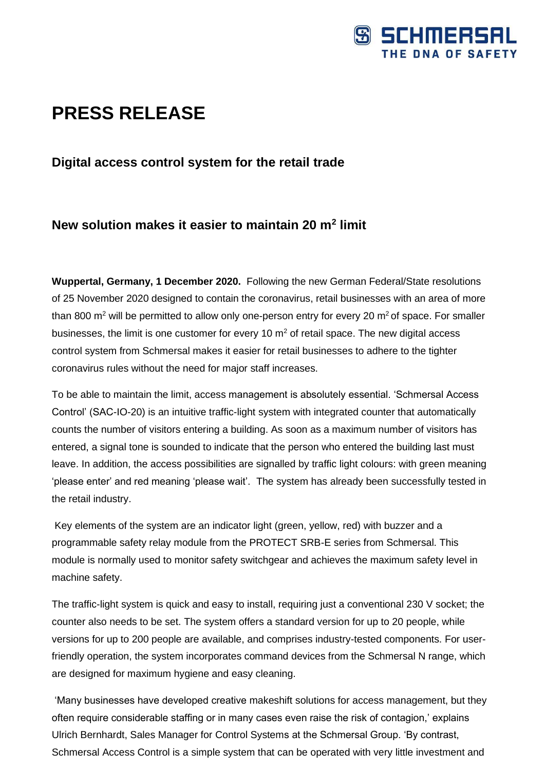# PRESS RELEASE

## Digital access control system for the retail trade

## New solution makes it easier to maintain 20 m$^2$ limit

**Wuppertal, Germany, 1 December 2020.** Following the new German Federal/State resolutions of 25 November 2020 designed to contain the coronavirus, retail businesses with an area of more than 800 m$^2$ will be permitted to allow only one-person entry for every 20 m$^2$ of space. For smaller businesses, the limit is one customer for every 10 m$^2$ of retail space. The new digital access control system from Schmersal makes it easier for retail businesses to adhere to the tighter coronavirus rules without the need for major staff increases.

To be able to maintain the limit, access management is absolutely essential. 'Schmersal Access Control' (SAC-IO-20) is an intuitive traffic-light system with integrated counter that automatically counts the number of visitors entering a building. As soon as a maximum number of visitors has entered, a signal tone is sounded to indicate that the person who entered the building last must leave. In addition, the access possibilities are signalled by traffic light colours: with green meaning 'please enter' and red meaning 'please wait'. The system has already been successfully tested in the retail industry.

Key elements of the system are an indicator light (green, yellow, red) with buzzer and a programmable safety relay module from the PROTECT SRB-E series from Schmersal. This module is normally used to monitor safety switchgear and achieves the maximum safety level in machine safety.

The traffic-light system is quick and easy to install, requiring just a conventional 230 V socket; the counter also needs to be set. The system offers a standard version for up to 20 people, while versions for up to 200 people are available, and comprises industry-tested components. For user-friendly operation, the system incorporates command devices from the Schmersal N range, which are designed for maximum hygiene and easy cleaning.

'Many businesses have developed creative makeshift solutions for access management, but they often require considerable staffing or in many cases even raise the risk of contagion,' explains Ulrich Bernhardt, Sales Manager for Control Systems at the Schmersal Group. 'By contrast, Schmersal Access Control is a simple system that can be operated with very little investment and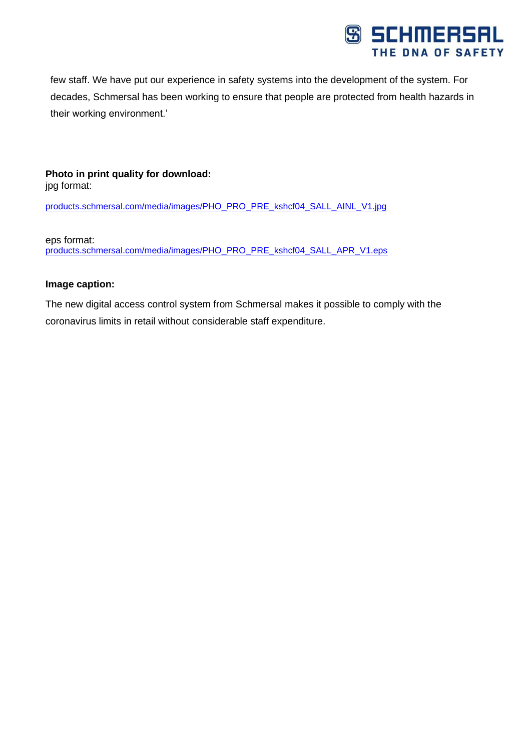few staff. We have put our experience in safety systems into the development of the system. For decades, Schmersal has been working to ensure that people are protected from health hazards in their working environment.'

**Photo in print quality for download:**
jpg format:

products.schmersal.com/media/images/PHO_PRO_PRE_kshcf04_SALL_AINL_V1.jpg

eps format:
products.schmersal.com/media/images/PHO_PRO_PRE_kshcf04_SALL_APR_V1.eps

**Image caption:**

The new digital access control system from Schmersal makes it possible to comply with the coronavirus limits in retail without considerable staff expenditure.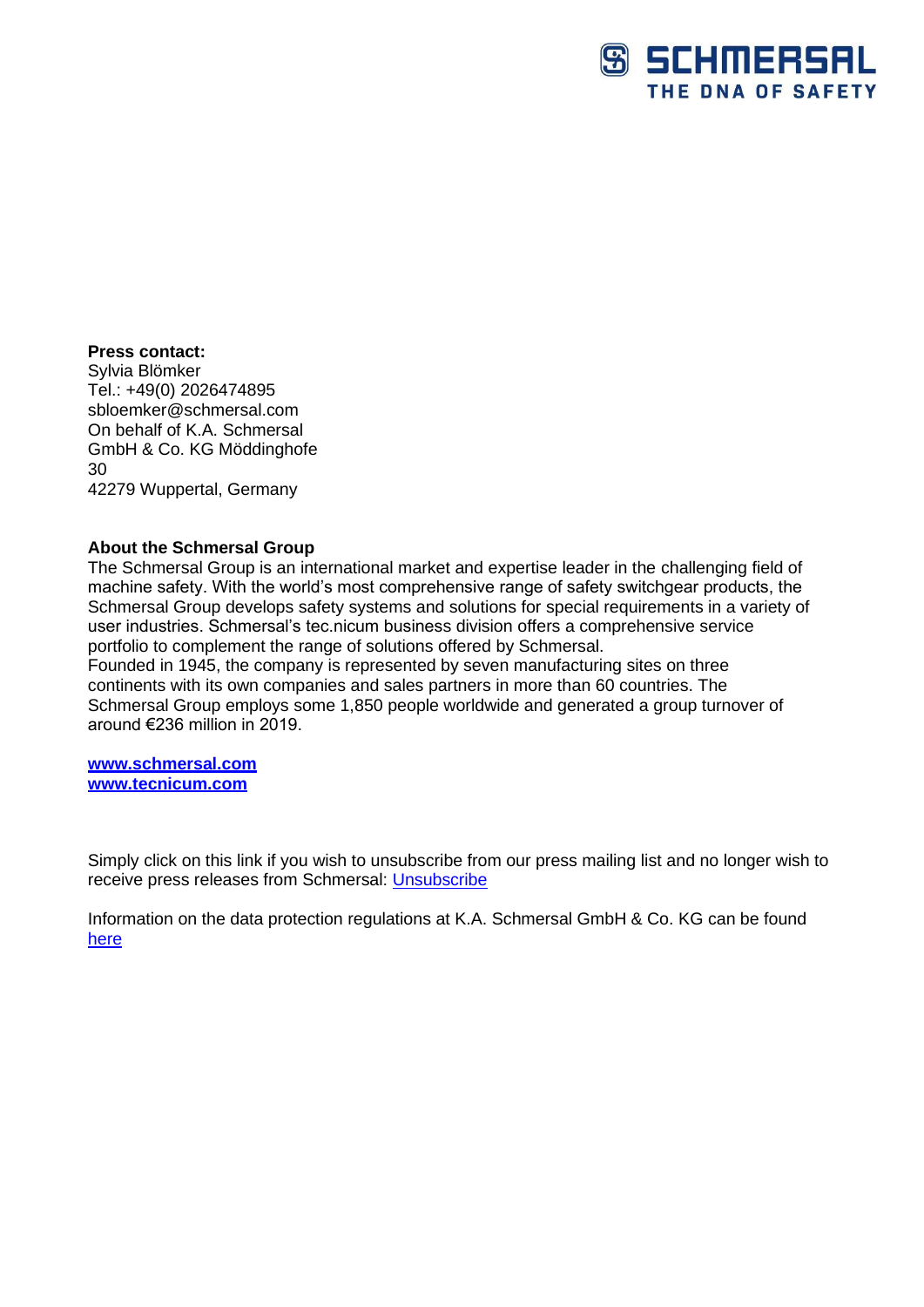**Press contact:**
Sylvia Blömker
Tel.: +49(0) 2026474895
sbloemker@schmersal.com
On behalf of K.A. Schmersal GmbH & Co. KG Möddinghofe 30
42279 Wuppertal, Germany

**About the Schmersal Group**
The Schmersal Group is an international market and expertise leader in the challenging field of machine safety. With the world's most comprehensive range of safety switchgear products, the Schmersal Group develops safety systems and solutions for special requirements in a variety of user industries. Schmersal's tec.nicum business division offers a comprehensive service portfolio to complement the range of solutions offered by Schmersal.
Founded in 1945, the company is represented by seven manufacturing sites on three continents with its own companies and sales partners in more than 60 countries. The Schmersal Group employs some 1,850 people worldwide and generated a group turnover of around €236 million in 2019.

**www.schmersal.com**
**www.tecnicum.com**

Simply click on this link if you wish to unsubscribe from our press mailing list and no longer wish to receive press releases from Schmersal: Unsubscribe

Information on the data protection regulations at K.A. Schmersal GmbH & Co. KG can be found here